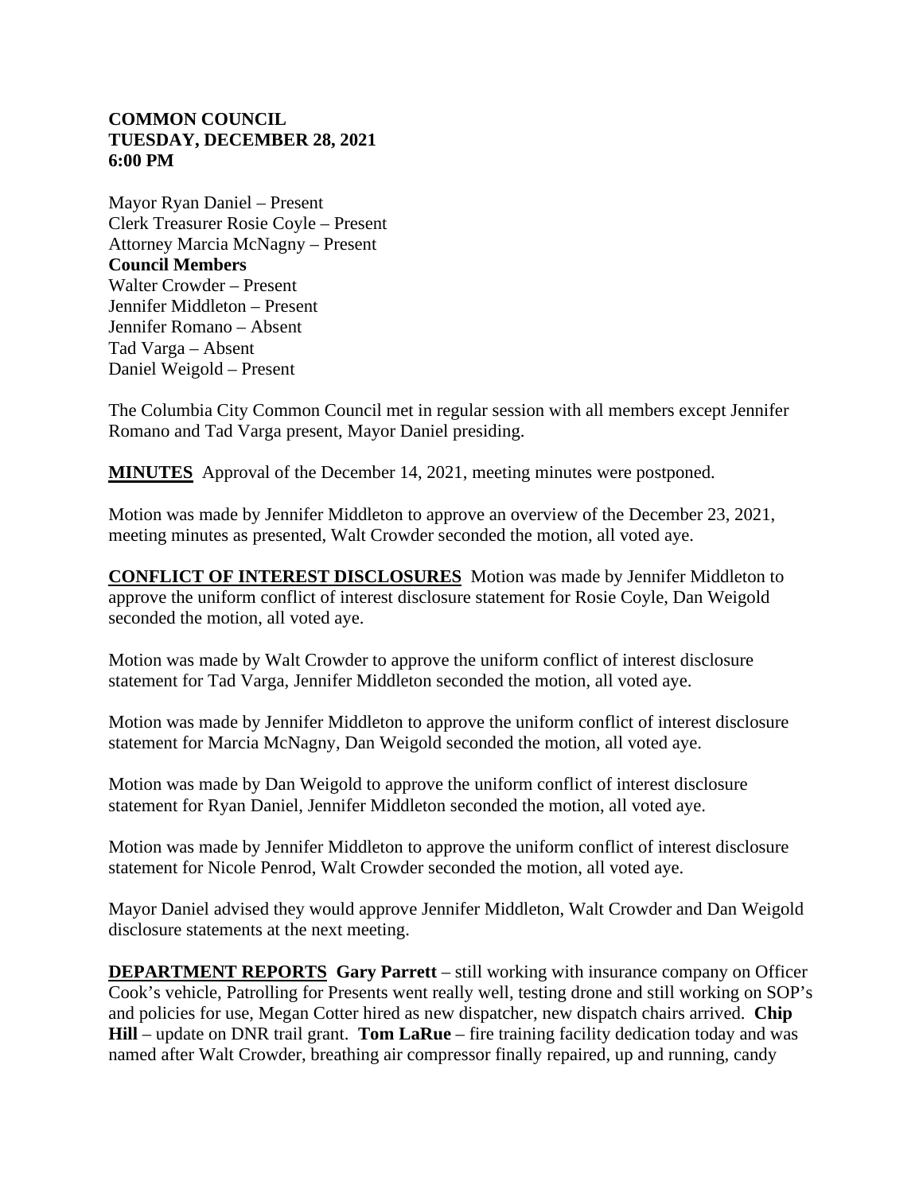**COMMON COUNCIL**
**TUESDAY, DECEMBER 28, 2021**
**6:00 PM**

Mayor Ryan Daniel – Present
Clerk Treasurer Rosie Coyle – Present
Attorney Marcia McNagny – Present
**Council Members**
Walter Crowder – Present
Jennifer Middleton – Present
Jennifer Romano – Absent
Tad Varga – Absent
Daniel Weigold – Present

The Columbia City Common Council met in regular session with all members except Jennifer Romano and Tad Varga present, Mayor Daniel presiding.

**MINUTES** Approval of the December 14, 2021, meeting minutes were postponed.

Motion was made by Jennifer Middleton to approve an overview of the December 23, 2021, meeting minutes as presented, Walt Crowder seconded the motion, all voted aye.

**CONFLICT OF INTEREST DISCLOSURES** Motion was made by Jennifer Middleton to approve the uniform conflict of interest disclosure statement for Rosie Coyle, Dan Weigold seconded the motion, all voted aye.

Motion was made by Walt Crowder to approve the uniform conflict of interest disclosure statement for Tad Varga, Jennifer Middleton seconded the motion, all voted aye.

Motion was made by Jennifer Middleton to approve the uniform conflict of interest disclosure statement for Marcia McNagny, Dan Weigold seconded the motion, all voted aye.

Motion was made by Dan Weigold to approve the uniform conflict of interest disclosure statement for Ryan Daniel, Jennifer Middleton seconded the motion, all voted aye.

Motion was made by Jennifer Middleton to approve the uniform conflict of interest disclosure statement for Nicole Penrod, Walt Crowder seconded the motion, all voted aye.

Mayor Daniel advised they would approve Jennifer Middleton, Walt Crowder and Dan Weigold disclosure statements at the next meeting.

**DEPARTMENT REPORTS** **Gary Parrett** – still working with insurance company on Officer Cook's vehicle, Patrolling for Presents went really well, testing drone and still working on SOP's and policies for use, Megan Cotter hired as new dispatcher, new dispatch chairs arrived. **Chip Hill** – update on DNR trail grant. **Tom LaRue** – fire training facility dedication today and was named after Walt Crowder, breathing air compressor finally repaired, up and running, candy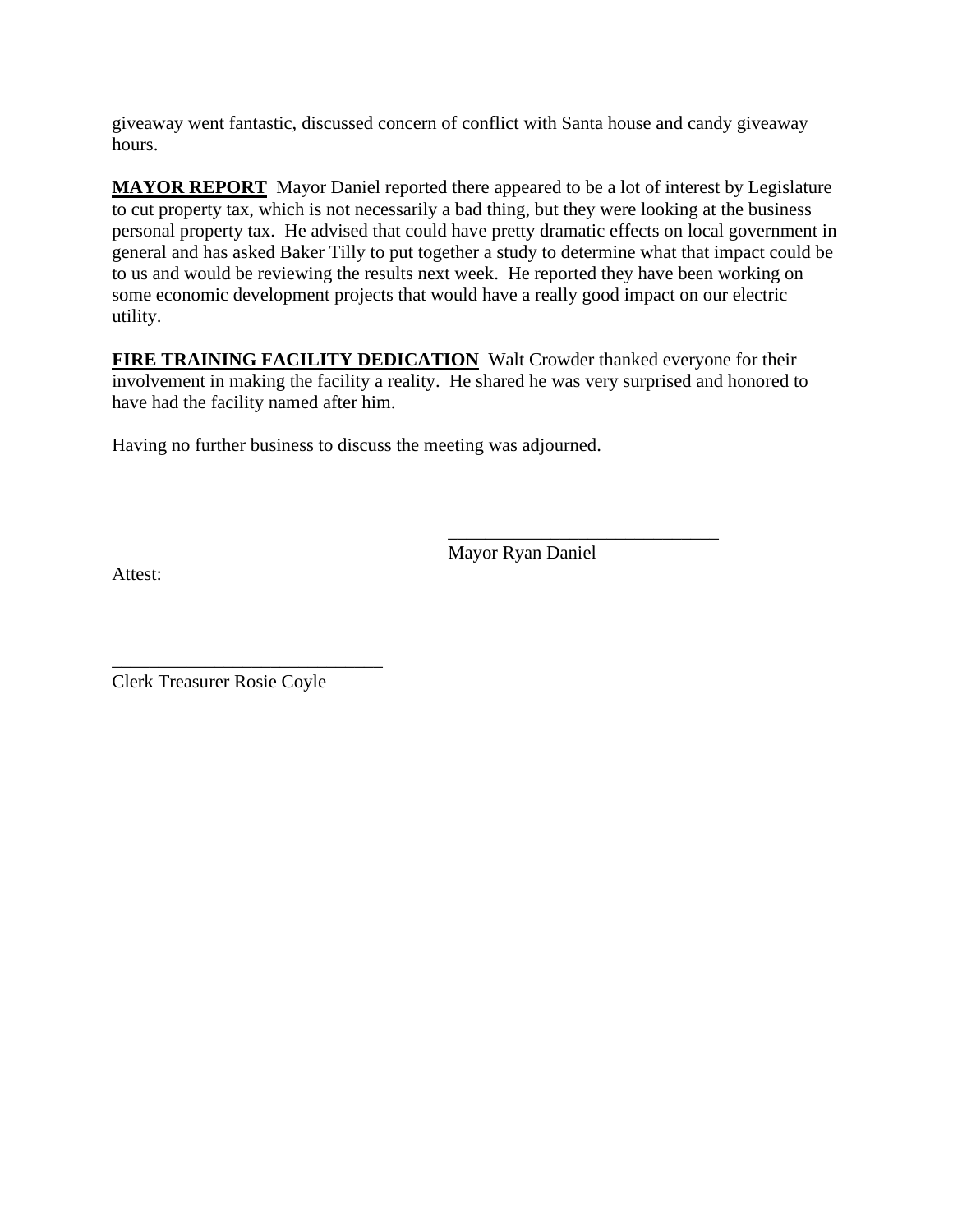giveaway went fantastic, discussed concern of conflict with Santa house and candy giveaway hours.

**MAYOR REPORT** Mayor Daniel reported there appeared to be a lot of interest by Legislature to cut property tax, which is not necessarily a bad thing, but they were looking at the business personal property tax. He advised that could have pretty dramatic effects on local government in general and has asked Baker Tilly to put together a study to determine what that impact could be to us and would be reviewing the results next week. He reported they have been working on some economic development projects that would have a really good impact on our electric utility.

**FIRE TRAINING FACILITY DEDICATION** Walt Crowder thanked everyone for their involvement in making the facility a reality. He shared he was very surprised and honored to have had the facility named after him.

Having no further business to discuss the meeting was adjourned.

\_\_\_\_\_\_\_\_\_\_\_\_\_\_\_\_\_\_\_\_\_\_\_\_\_\_\_\_\_\_
Mayor Ryan Daniel

Attest:

\_\_\_\_\_\_\_\_\_\_\_\_\_\_\_\_\_\_\_\_\_\_\_\_\_\_\_\_\_\_
Clerk Treasurer Rosie Coyle